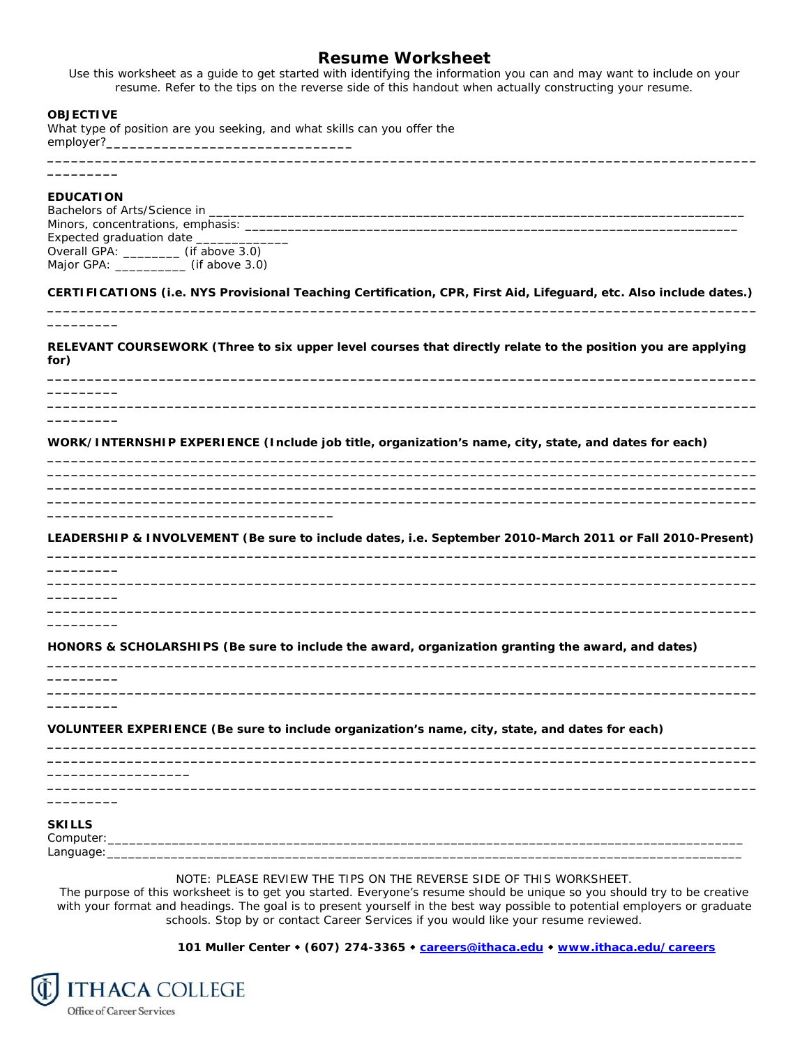# Resume Worksheet

Use this worksheet as a guide to get started with identifying the information you can and may want to include on your resume. Refer to the tips on the reverse side of this handout when actually constructing your resume.

**OBJECTIVE**

What type of position are you seeking, and what skills can you offer the employer?________________________________

__________________________________________________________________________________________________________

**EDUCATION**

Bachelors of Arts/Science in ______________________________________________________________________________

Minors, concentrations, emphasis: _______________________________________________________________________

Expected graduation date _____________

Overall GPA: ________ (if above 3.0)

Major GPA: __________ (if above 3.0)

**CERTIFICATIONS (i.e. NYS Provisional Teaching Certification, CPR, First Aid, Lifeguard, etc. Also include dates.)**

__________________________________________________________________________________________________________

**RELEVANT COURSEWORK (Three to six upper level courses that directly relate to the position you are applying for)**

__________________________________________________________________________________________________________

__________________________________________________________________________________________________________

**WORK/INTERNSHIP EXPERIENCE (Include job title, organization's name, city, state, and dates for each)**

__________________________________________________________________________________________________________

__________________________________________________________________________________________________________

__________________________________________________________________________________________________________

__________________________________________________________________________________________________________

**LEADERSHIP & INVOLVEMENT (Be sure to include dates, i.e. September 2010-March 2011 or Fall 2010-Present)**

__________________________________________________________________________________________________________

__________________________________________________________________________________________________________

__________________________________________________________________________________________________________

**HONORS & SCHOLARSHIPS (Be sure to include the award, organization granting the award, and dates)**

__________________________________________________________________________________________________________

__________________________________________________________________________________________________________

**VOLUNTEER EXPERIENCE (Be sure to include organization's name, city, state, and dates for each)**

__________________________________________________________________________________________________________

__________________________________________________________________________________________________________

__________________________________________________________________________________________________________

**SKILLS**

Computer:__________________________________________________________________________________________

Language:__________________________________________________________________________________________

NOTE: PLEASE REVIEW THE TIPS ON THE REVERSE SIDE OF THIS WORKSHEET.

The purpose of this worksheet is to get you started. Everyone's resume should be unique so you should try to be creative with your format and headings. The goal is to present yourself in the best way possible to potential employers or graduate schools. Stop by or contact Career Services if you would like your resume reviewed.

**101 Muller Center ◆ (607) 274-3365 ◆ careers@ithaca.edu ◆ www.ithaca.edu/careers**

ITHACA COLLEGE
Office of Career Services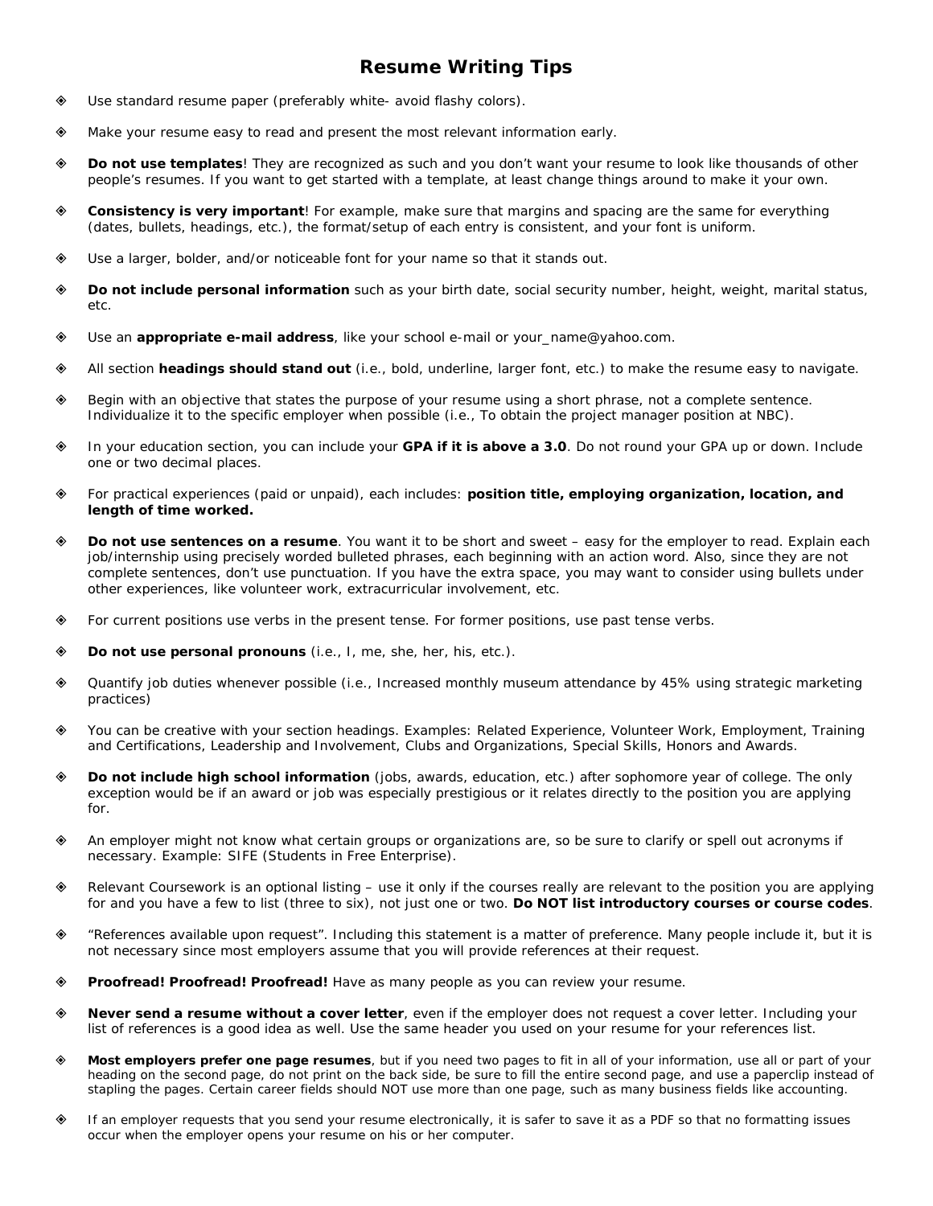# Resume Writing Tips

- Use standard resume paper (preferably white- avoid flashy colors).
- Make your resume easy to read and present the most relevant information early.
- **Do not use templates**! They are recognized as such and you don't want your resume to look like thousands of other people's resumes. If you want to get started with a template, at least change things around to make it your own.
- **Consistency is very important**! For example, make sure that margins and spacing are the same for everything (dates, bullets, headings, etc.), the format/setup of each entry is consistent, and your font is uniform.
- Use a larger, bolder, and/or noticeable font for your name so that it stands out.
- **Do not include personal information** such as your birth date, social security number, height, weight, marital status, etc.
- Use an **appropriate e-mail address**, like your school e-mail or your_name@yahoo.com.
- All section **headings should stand out** (i.e., bold, underline, larger font, etc.) to make the resume easy to navigate.
- Begin with an objective that states the purpose of your resume using a short phrase, not a complete sentence. Individualize it to the specific employer when possible (i.e., To obtain the project manager position at NBC).
- In your education section, you can include your **GPA if it is above a 3.0**. Do not round your GPA up or down. Include one or two decimal places.
- For practical experiences (paid or unpaid), each includes: **position title, employing organization, location, and length of time worked.**
- **Do not use sentences on a resume**. You want it to be short and sweet – easy for the employer to read. Explain each job/internship using precisely worded bulleted phrases, each beginning with an action word. Also, since they are not complete sentences, don't use punctuation. If you have the extra space, you may want to consider using bullets under other experiences, like volunteer work, extracurricular involvement, etc.
- For current positions use verbs in the present tense. For former positions, use past tense verbs.
- **Do not use personal pronouns** (i.e., I, me, she, her, his, etc.).
- Quantify job duties whenever possible (i.e., Increased monthly museum attendance by 45% using strategic marketing practices)
- You can be creative with your section headings. Examples: Related Experience, Volunteer Work, Employment, Training and Certifications, Leadership and Involvement, Clubs and Organizations, Special Skills, Honors and Awards.
- **Do not include high school information** (jobs, awards, education, etc.) after sophomore year of college. The only exception would be if an award or job was especially prestigious or it relates directly to the position you are applying for.
- An employer might not know what certain groups or organizations are, so be sure to clarify or spell out acronyms if necessary. Example: SIFE (Students in Free Enterprise).
- Relevant Coursework is an optional listing – use it only if the courses really are relevant to the position you are applying for and you have a few to list (three to six), not just one or two. **Do NOT list introductory courses or course codes**.
- "References available upon request". Including this statement is a matter of preference. Many people include it, but it is not necessary since most employers assume that you will provide references at their request.
- **Proofread! Proofread! Proofread!** Have as many people as you can review your resume.
- **Never send a resume without a cover letter**, even if the employer does not request a cover letter. Including your list of references is a good idea as well. Use the same header you used on your resume for your references list.
- **Most employers prefer one page resumes**, but if you need two pages to fit in all of your information, use all or part of your heading on the second page, do not print on the back side, be sure to fill the entire second page, and use a paperclip instead of stapling the pages. Certain career fields should NOT use more than one page, such as many business fields like accounting.
- If an employer requests that you send your resume electronically, it is safer to save it as a PDF so that no formatting issues occur when the employer opens your resume on his or her computer.